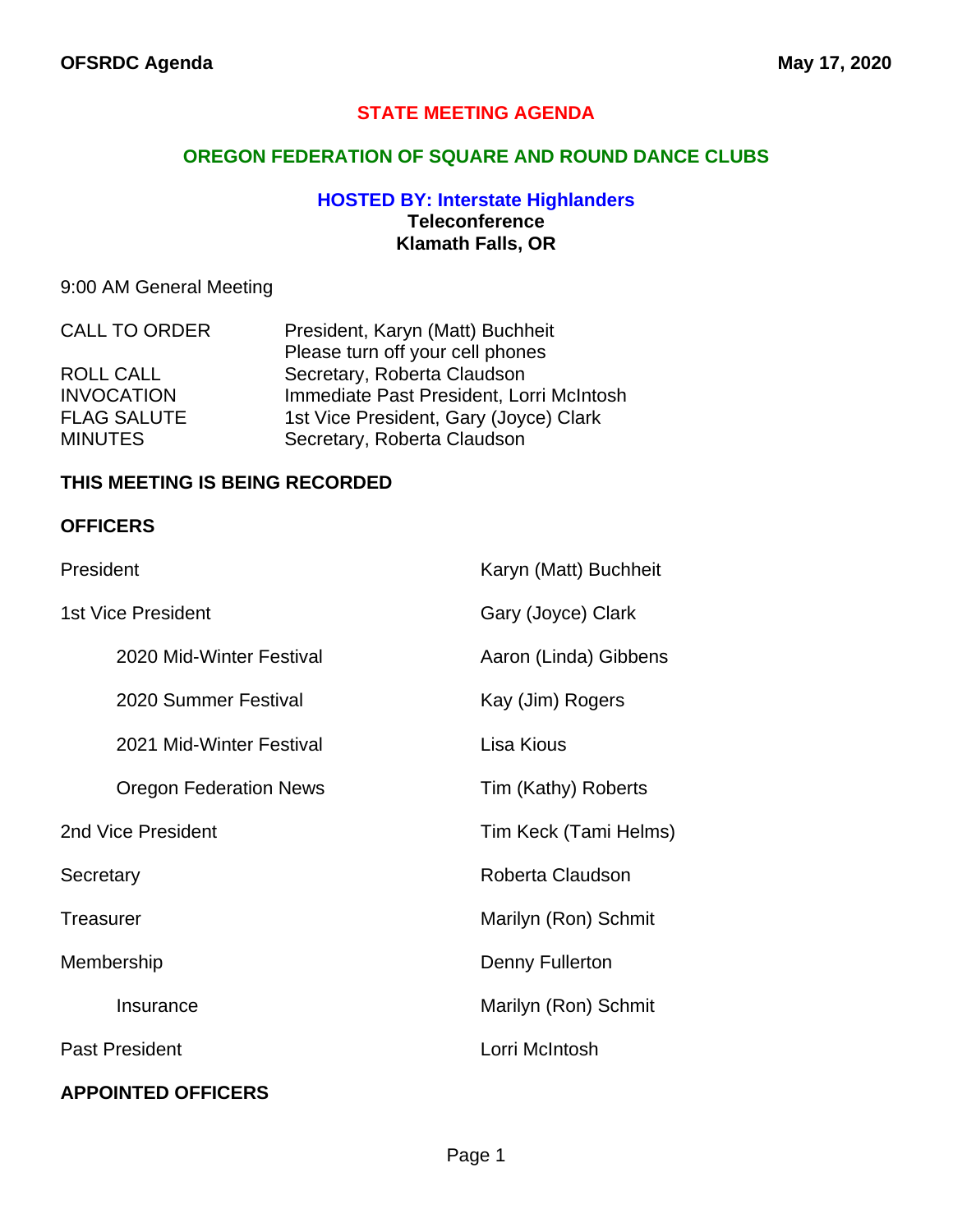# STATE MEETING AGENDA

## OREGON FEDERATION OF SQUARE AND ROUND DANCE CLUBS

### HOSTED BY: Interstate Highlanders

**Teleconference**
**Klamath Falls, OR**

9:00 AM General Meeting

| | |
|---|---|
| CALL TO ORDER | President, Karyn (Matt) Buchheit<br>Please turn off your cell phones |
| ROLL CALL | Secretary, Roberta Claudson |
| INVOCATION | Immediate Past President, Lorri McIntosh |
| FLAG SALUTE | 1st Vice President, Gary (Joyce) Clark |
| MINUTES | Secretary, Roberta Claudson |

**THIS MEETING IS BEING RECORDED**

**OFFICERS**

| | |
|---|---|
| President | Karyn (Matt) Buchheit |
| 1st Vice President | Gary (Joyce) Clark |
| &nbsp;&nbsp;&nbsp;&nbsp;2020 Mid-Winter Festival | Aaron (Linda) Gibbens |
| &nbsp;&nbsp;&nbsp;&nbsp;2020 Summer Festival | Kay (Jim) Rogers |
| &nbsp;&nbsp;&nbsp;&nbsp;2021 Mid-Winter Festival | Lisa Kious |
| &nbsp;&nbsp;&nbsp;&nbsp;Oregon Federation News | Tim (Kathy) Roberts |
| 2nd Vice President | Tim Keck (Tami Helms) |
| Secretary | Roberta Claudson |
| Treasurer | Marilyn (Ron) Schmit |
| Membership | Denny Fullerton |
| &nbsp;&nbsp;&nbsp;&nbsp;Insurance | Marilyn (Ron) Schmit |
| Past President | Lorri McIntosh |

**APPOINTED OFFICERS**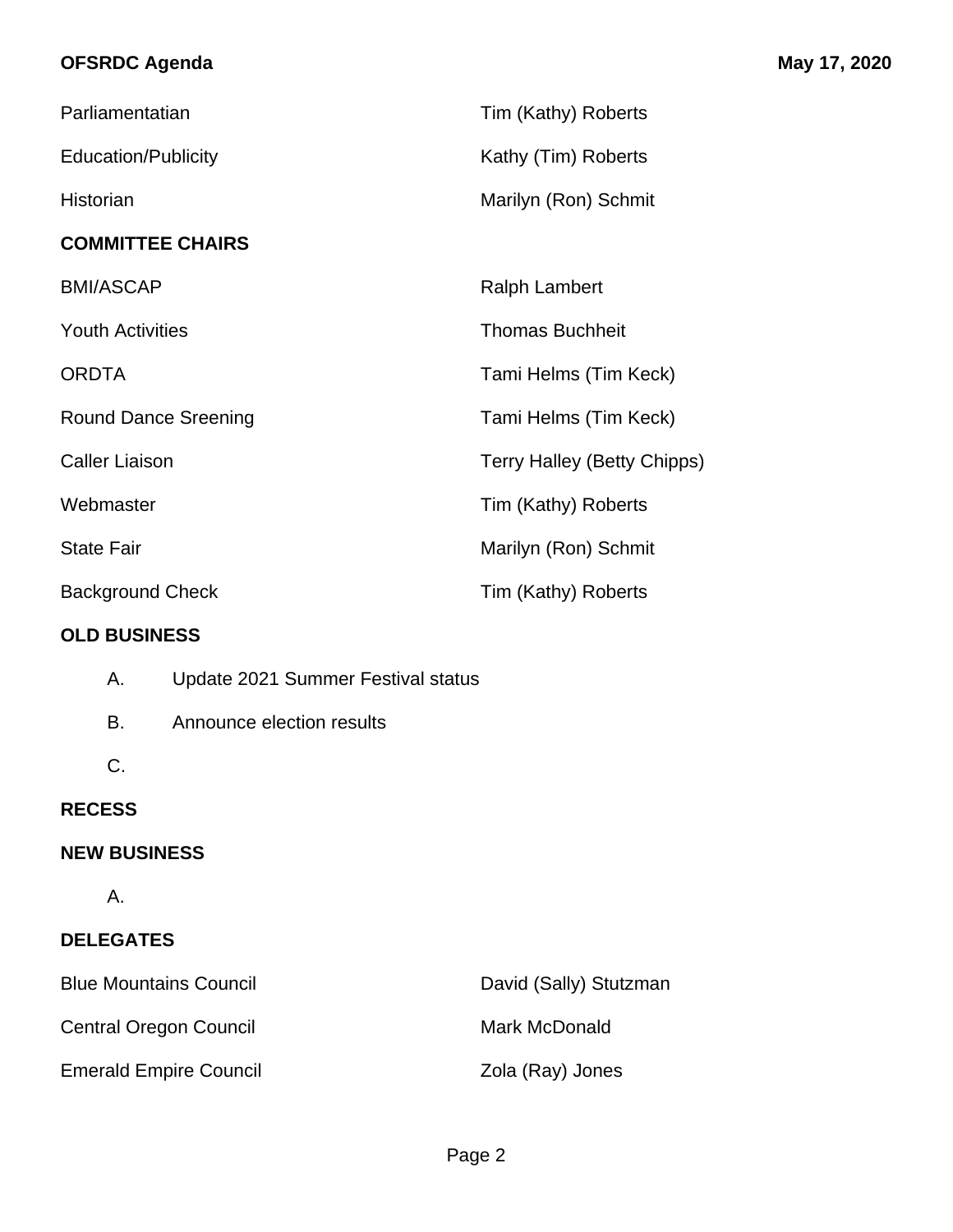| | |
|---|---|
| Parliamentatian | Tim (Kathy) Roberts |
| Education/Publicity | Kathy (Tim) Roberts |
| Historian | Marilyn (Ron) Schmit |

**COMMITTEE CHAIRS**

| | |
|---|---|
| BMI/ASCAP | Ralph Lambert |
| Youth Activities | Thomas Buchheit |
| ORDTA | Tami Helms (Tim Keck) |
| Round Dance Sreening | Tami Helms (Tim Keck) |
| Caller Liaison | Terry Halley (Betty Chipps) |
| Webmaster | Tim (Kathy) Roberts |
| State Fair | Marilyn (Ron) Schmit |
| Background Check | Tim (Kathy) Roberts |

**OLD BUSINESS**

A. Update 2021 Summer Festival status

B. Announce election results

C.

**RECESS**

**NEW BUSINESS**

A.

**DELEGATES**

| | |
|---|---|
| Blue Mountains Council | David (Sally) Stutzman |
| Central Oregon Council | Mark McDonald |
| Emerald Empire Council | Zola (Ray) Jones |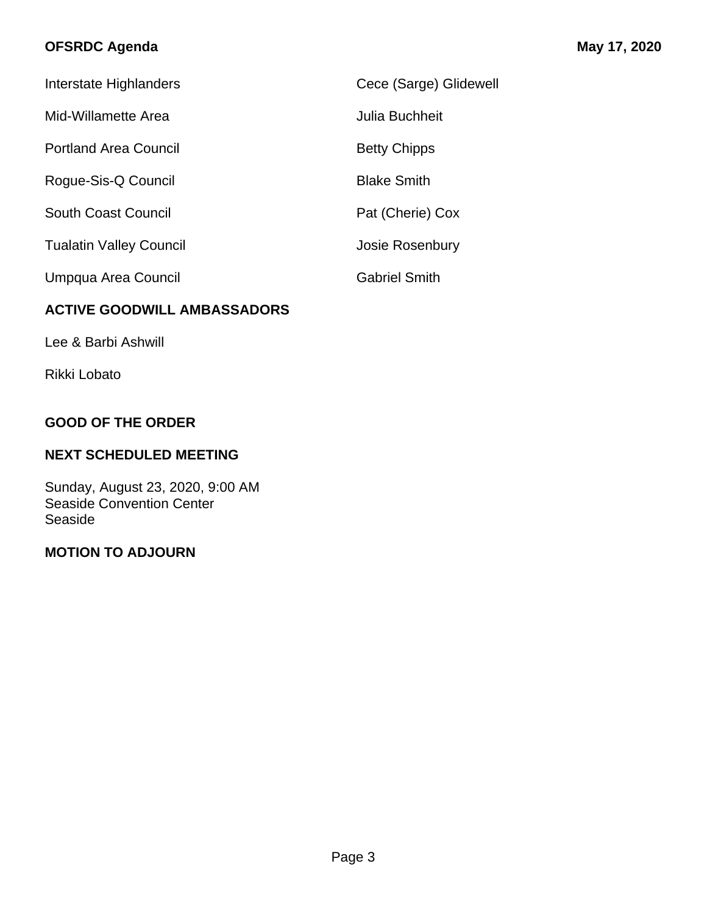| | |
|---|---|
| Interstate Highlanders | Cece (Sarge) Glidewell |
| Mid-Willamette Area | Julia Buchheit |
| Portland Area Council | Betty Chipps |
| Rogue-Sis-Q Council | Blake Smith |
| South Coast Council | Pat (Cherie) Cox |
| Tualatin Valley Council | Josie Rosenbury |
| Umpqua Area Council | Gabriel Smith |

**ACTIVE GOODWILL AMBASSADORS**

Lee & Barbi Ashwill

Rikki Lobato

**GOOD OF THE ORDER**

**NEXT SCHEDULED MEETING**

Sunday, August 23, 2020, 9:00 AM
Seaside Convention Center
Seaside

**MOTION TO ADJOURN**